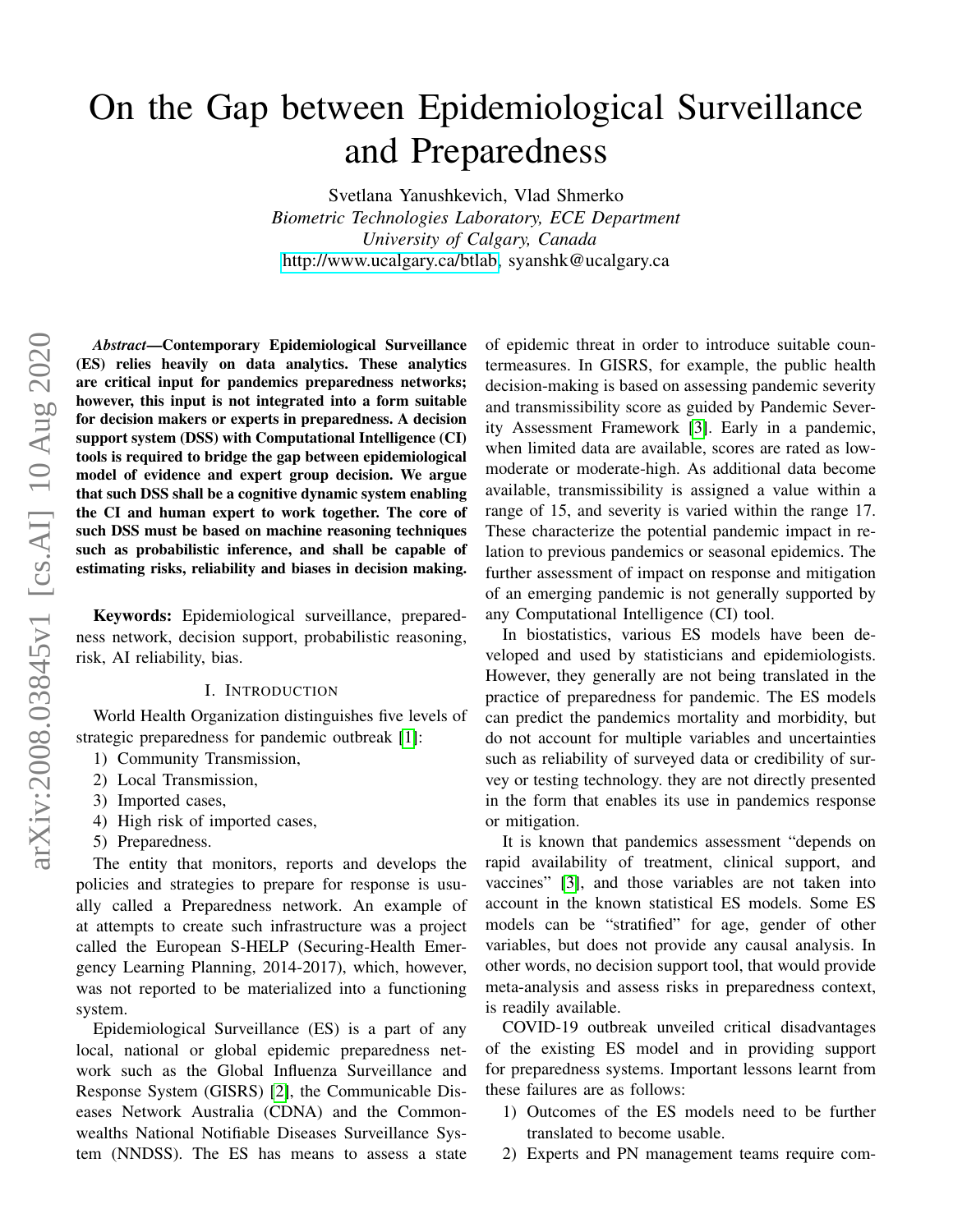# On the Gap between Epidemiological Surveillance and Preparedness

Svetlana Yanushkevich, Vlad Shmerko
*Biometric Technologies Laboratory, ECE Department*
*University of Calgary, Canada*
http://www.ucalgary.ca/btlab, syanshk@ucalgary.ca

***Abstract*—Contemporary Epidemiological Surveillance (ES) relies heavily on data analytics. These analytics are critical input for pandemics preparedness networks; however, this input is not integrated into a form suitable for decision makers or experts in preparedness. A decision support system (DSS) with Computational Intelligence (CI) tools is required to bridge the gap between epidemiological model of evidence and expert group decision. We argue that such DSS shall be a cognitive dynamic system enabling the CI and human expert to work together. The core of such DSS must be based on machine reasoning techniques such as probabilistic inference, and shall be capable of estimating risks, reliability and biases in decision making.**

**Keywords:** Epidemiological surveillance, preparedness network, decision support, probabilistic reasoning, risk, AI reliability, bias.

## I. Introduction

World Health Organization distinguishes five levels of strategic preparedness for pandemic outbreak [1]:

1) Community Transmission,
2) Local Transmission,
3) Imported cases,
4) High risk of imported cases,
5) Preparedness.

The entity that monitors, reports and develops the policies and strategies to prepare for response is usually called a Preparedness network. An example of at attempts to create such infrastructure was a project called the European S-HELP (Securing-Health Emergency Learning Planning, 2014-2017), which, however, was not reported to be materialized into a functioning system.

Epidemiological Surveillance (ES) is a part of any local, national or global epidemic preparedness network such as the Global Influenza Surveillance and Response System (GISRS) [2], the Communicable Diseases Network Australia (CDNA) and the Commonwealths National Notifiable Diseases Surveillance System (NNDSS). The ES has means to assess a state of epidemic threat in order to introduce suitable countermeasures. In GISRS, for example, the public health decision-making is based on assessing pandemic severity and transmissibility score as guided by Pandemic Severity Assessment Framework [3]. Early in a pandemic, when limited data are available, scores are rated as low-moderate or moderate-high. As additional data become available, transmissibility is assigned a value within a range of 15, and severity is varied within the range 17. These characterize the potential pandemic impact in relation to previous pandemics or seasonal epidemics. The further assessment of impact on response and mitigation of an emerging pandemic is not generally supported by any Computational Intelligence (CI) tool.

In biostatistics, various ES models have been developed and used by statisticians and epidemiologists. However, they generally are not being translated in the practice of preparedness for pandemic. The ES models can predict the pandemics mortality and morbidity, but do not account for multiple variables and uncertainties such as reliability of surveyed data or credibility of survey or testing technology. they are not directly presented in the form that enables its use in pandemics response or mitigation.

It is known that pandemics assessment "depends on rapid availability of treatment, clinical support, and vaccines" [3], and those variables are not taken into account in the known statistical ES models. Some ES models can be "stratified" for age, gender of other variables, but does not provide any causal analysis. In other words, no decision support tool, that would provide meta-analysis and assess risks in preparedness context, is readily available.

COVID-19 outbreak unveiled critical disadvantages of the existing ES model and in providing support for preparedness systems. Important lessons learnt from these failures are as follows:

1) Outcomes of the ES models need to be further translated to become usable.
2) Experts and PN management teams require com-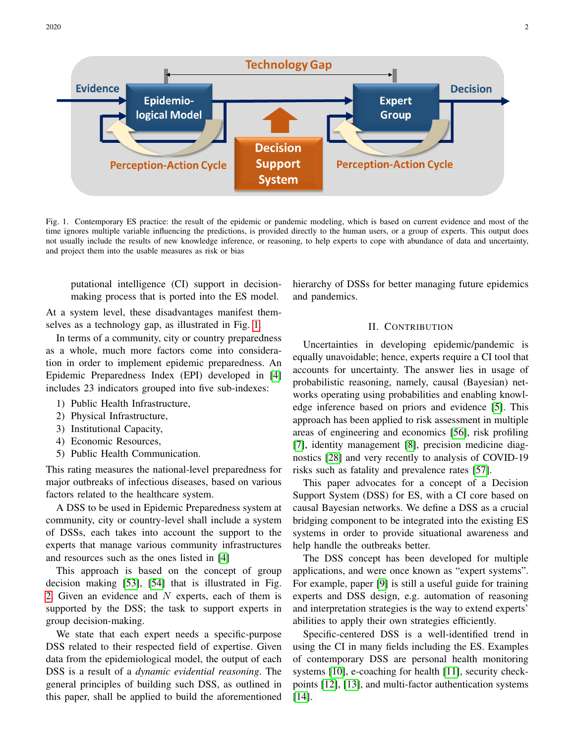Fig. 1. Contemporary ES practice: the result of the epidemic or pandemic modeling, which is based on current evidence and most of the time ignores multiple variable influencing the predictions, is provided directly to the human users, or a group of experts. This output does not usually include the results of new knowledge inference, or reasoning, to help experts to cope with abundance of data and uncertainty, and project them into the usable measures as risk or bias

putational intelligence (CI) support in decision-making process that is ported into the ES model.

At a system level, these disadvantages manifest themselves as a technology gap, as illustrated in Fig. 1.

In terms of a community, city or country preparedness as a whole, much more factors come into consideration in order to implement epidemic preparedness. An Epidemic Preparedness Index (EPI) developed in [4] includes 23 indicators grouped into five sub-indexes:

1) Public Health Infrastructure,
2) Physical Infrastructure,
3) Institutional Capacity,
4) Economic Resources,
5) Public Health Communication.

This rating measures the national-level preparedness for major outbreaks of infectious diseases, based on various factors related to the healthcare system.

A DSS to be used in Epidemic Preparedness system at community, city or country-level shall include a system of DSSs, each takes into account the support to the experts that manage various community infrastructures and resources such as the ones listed in [4]

This approach is based on the concept of group decision making [53], [54] that is illustrated in Fig. 2. Given an evidence and $N$ experts, each of them is supported by the DSS; the task to support experts in group decision-making.

We state that each expert needs a specific-purpose DSS related to their respected field of expertise. Given data from the epidemiological model, the output of each DSS is a result of a *dynamic evidential reasoning*. The general principles of building such DSS, as outlined in this paper, shall be applied to build the aforementioned hierarchy of DSSs for better managing future epidemics and pandemics.

## II. Contribution

Uncertainties in developing epidemic/pandemic is equally unavoidable; hence, experts require a CI tool that accounts for uncertainty. The answer lies in usage of probabilistic reasoning, namely, causal (Bayesian) networks operating using probabilities and enabling knowledge inference based on priors and evidence [5]. This approach has been applied to risk assessment in multiple areas of engineering and economics [56], risk profiling [7], identity management [8], precision medicine diagnostics [28] and very recently to analysis of COVID-19 risks such as fatality and prevalence rates [57].

This paper advocates for a concept of a Decision Support System (DSS) for ES, with a CI core based on causal Bayesian networks. We define a DSS as a crucial bridging component to be integrated into the existing ES systems in order to provide situational awareness and help handle the outbreaks better.

The DSS concept has been developed for multiple applications, and were once known as "expert systems". For example, paper [9] is still a useful guide for training experts and DSS design, e.g. automation of reasoning and interpretation strategies is the way to extend experts' abilities to apply their own strategies efficiently.

Specific-centered DSS is a well-identified trend in using the CI in many fields including the ES. Examples of contemporary DSS are personal health monitoring systems [10], e-coaching for health [11], security checkpoints [12], [13], and multi-factor authentication systems [14].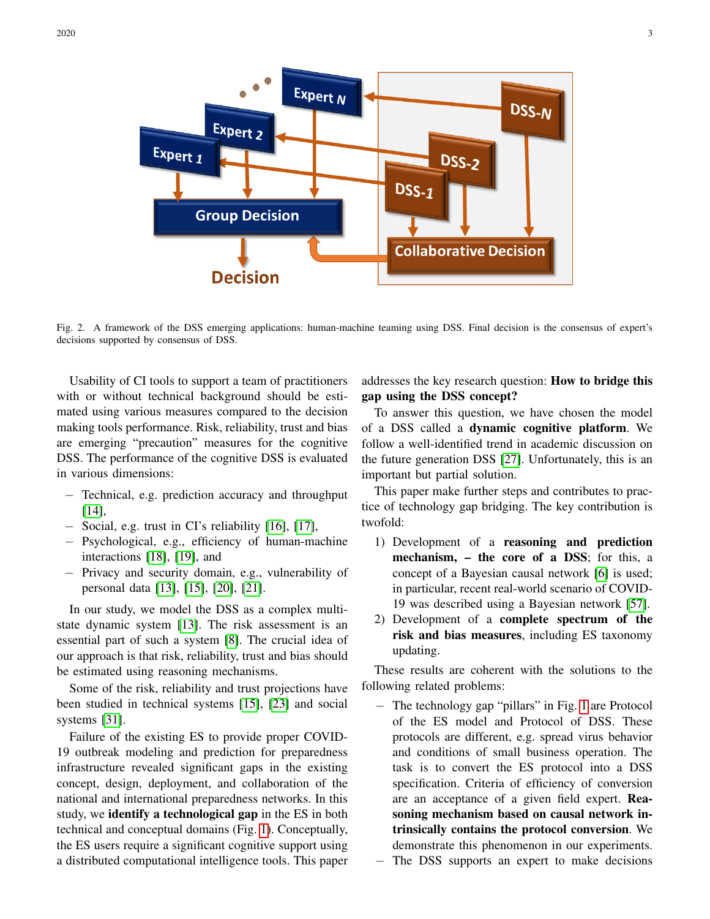Fig. 2. A framework of the DSS emerging applications: human-machine teaming using DSS. Final decision is the consensus of expert's decisions supported by consensus of DSS.

Usability of CI tools to support a team of practitioners with or without technical background should be estimated using various measures compared to the decision making tools performance. Risk, reliability, trust and bias are emerging "precaution" measures for the cognitive DSS. The performance of the cognitive DSS is evaluated in various dimensions:

- Technical, e.g. prediction accuracy and throughput [14],
- Social, e.g. trust in CI's reliability [16], [17],
- Psychological, e.g., efficiency of human-machine interactions [18], [19], and
- Privacy and security domain, e.g., vulnerability of personal data [13], [15], [20], [21].

In our study, we model the DSS as a complex multi-state dynamic system [13]. The risk assessment is an essential part of such a system [8]. The crucial idea of our approach is that risk, reliability, trust and bias should be estimated using reasoning mechanisms.

Some of the risk, reliability and trust projections have been studied in technical systems [15], [23] and social systems [31].

Failure of the existing ES to provide proper COVID-19 outbreak modeling and prediction for preparedness infrastructure revealed significant gaps in the existing concept, design, deployment, and collaboration of the national and international preparedness networks. In this study, we **identify a technological gap** in the ES in both technical and conceptual domains (Fig. 1). Conceptually, the ES users require a significant cognitive support using a distributed computational intelligence tools. This paper addresses the key research question: **How to bridge this gap using the DSS concept?**

To answer this question, we have chosen the model of a DSS called a **dynamic cognitive platform**. We follow a well-identified trend in academic discussion on the future generation DSS [27]. Unfortunately, this is an important but partial solution.

This paper make further steps and contributes to practice of technology gap bridging. The key contribution is twofold:

1) Development of a **reasoning and prediction mechanism, – the core of a DSS**; for this, a concept of a Bayesian causal network [6] is used; in particular, recent real-world scenario of COVID-19 was described using a Bayesian network [57].
2) Development of a **complete spectrum of the risk and bias measures**, including ES taxonomy updating.

These results are coherent with the solutions to the following related problems:

- The technology gap "pillars" in Fig. 1 are Protocol of the ES model and Protocol of DSS. These protocols are different, e.g. spread virus behavior and conditions of small business operation. The task is to convert the ES protocol into a DSS specification. Criteria of efficiency of conversion are an acceptance of a given field expert. **Reasoning mechanism based on causal network intrinsically contains the protocol conversion**. We demonstrate this phenomenon in our experiments.
- The DSS supports an expert to make decisions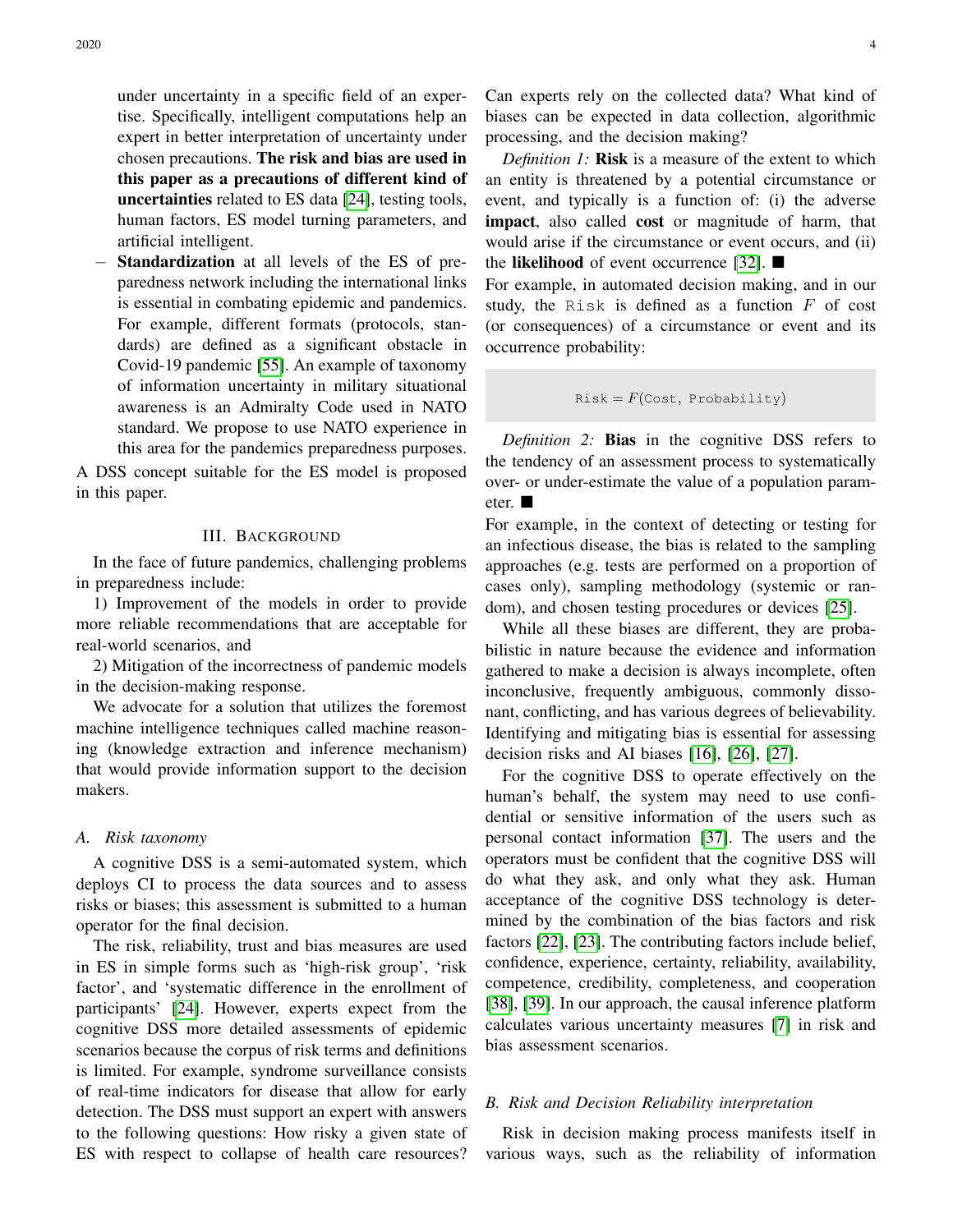under uncertainty in a specific field of an expertise. Specifically, intelligent computations help an expert in better interpretation of uncertainty under chosen precautions. **The risk and bias are used in this paper as a precautions of different kind of uncertainties** related to ES data [24], testing tools, human factors, ES model turning parameters, and artificial intelligent.

– **Standardization** at all levels of the ES of preparedness network including the international links is essential in combating epidemic and pandemics. For example, different formats (protocols, standards) are defined as a significant obstacle in Covid-19 pandemic [55]. An example of taxonomy of information uncertainty in military situational awareness is an Admiralty Code used in NATO standard. We propose to use NATO experience in this area for the pandemics preparedness purposes.

A DSS concept suitable for the ES model is proposed in this paper.

## III. Background

In the face of future pandemics, challenging problems in preparedness include:

1) Improvement of the models in order to provide more reliable recommendations that are acceptable for real-world scenarios, and

2) Mitigation of the incorrectness of pandemic models in the decision-making response.

We advocate for a solution that utilizes the foremost machine intelligence techniques called machine reasoning (knowledge extraction and inference mechanism) that would provide information support to the decision makers.

### A. Risk taxonomy

A cognitive DSS is a semi-automated system, which deploys CI to process the data sources and to assess risks or biases; this assessment is submitted to a human operator for the final decision.

The risk, reliability, trust and bias measures are used in ES in simple forms such as 'high-risk group', 'risk factor', and 'systematic difference in the enrollment of participants' [24]. However, experts expect from the cognitive DSS more detailed assessments of epidemic scenarios because the corpus of risk terms and definitions is limited. For example, syndrome surveillance consists of real-time indicators for disease that allow for early detection. The DSS must support an expert with answers to the following questions: How risky a given state of ES with respect to collapse of health care resources? Can experts rely on the collected data? What kind of biases can be expected in data collection, algorithmic processing, and the decision making?

*Definition 1:* **Risk** is a measure of the extent to which an entity is threatened by a potential circumstance or event, and typically is a function of: (i) the adverse **impact**, also called **cost** or magnitude of harm, that would arise if the circumstance or event occurs, and (ii) the **likelihood** of event occurrence [32]. ■

For example, in automated decision making, and in our study, the `Risk` is defined as a function $F$ of cost (or consequences) of a circumstance or event and its occurrence probability:

$$\texttt{Risk} = F(\texttt{Cost},\ \texttt{Probability})$$

*Definition 2:* **Bias** in the cognitive DSS refers to the tendency of an assessment process to systematically over- or under-estimate the value of a population parameter. ■

For example, in the context of detecting or testing for an infectious disease, the bias is related to the sampling approaches (e.g. tests are performed on a proportion of cases only), sampling methodology (systemic or random), and chosen testing procedures or devices [25].

While all these biases are different, they are probabilistic in nature because the evidence and information gathered to make a decision is always incomplete, often inconclusive, frequently ambiguous, commonly dissonant, conflicting, and has various degrees of believability. Identifying and mitigating bias is essential for assessing decision risks and AI biases [16], [26], [27].

For the cognitive DSS to operate effectively on the human's behalf, the system may need to use confidential or sensitive information of the users such as personal contact information [37]. The users and the operators must be confident that the cognitive DSS will do what they ask, and only what they ask. Human acceptance of the cognitive DSS technology is determined by the combination of the bias factors and risk factors [22], [23]. The contributing factors include belief, confidence, experience, certainty, reliability, availability, competence, credibility, completeness, and cooperation [38], [39]. In our approach, the causal inference platform calculates various uncertainty measures [7] in risk and bias assessment scenarios.

### B. Risk and Decision Reliability interpretation

Risk in decision making process manifests itself in various ways, such as the reliability of information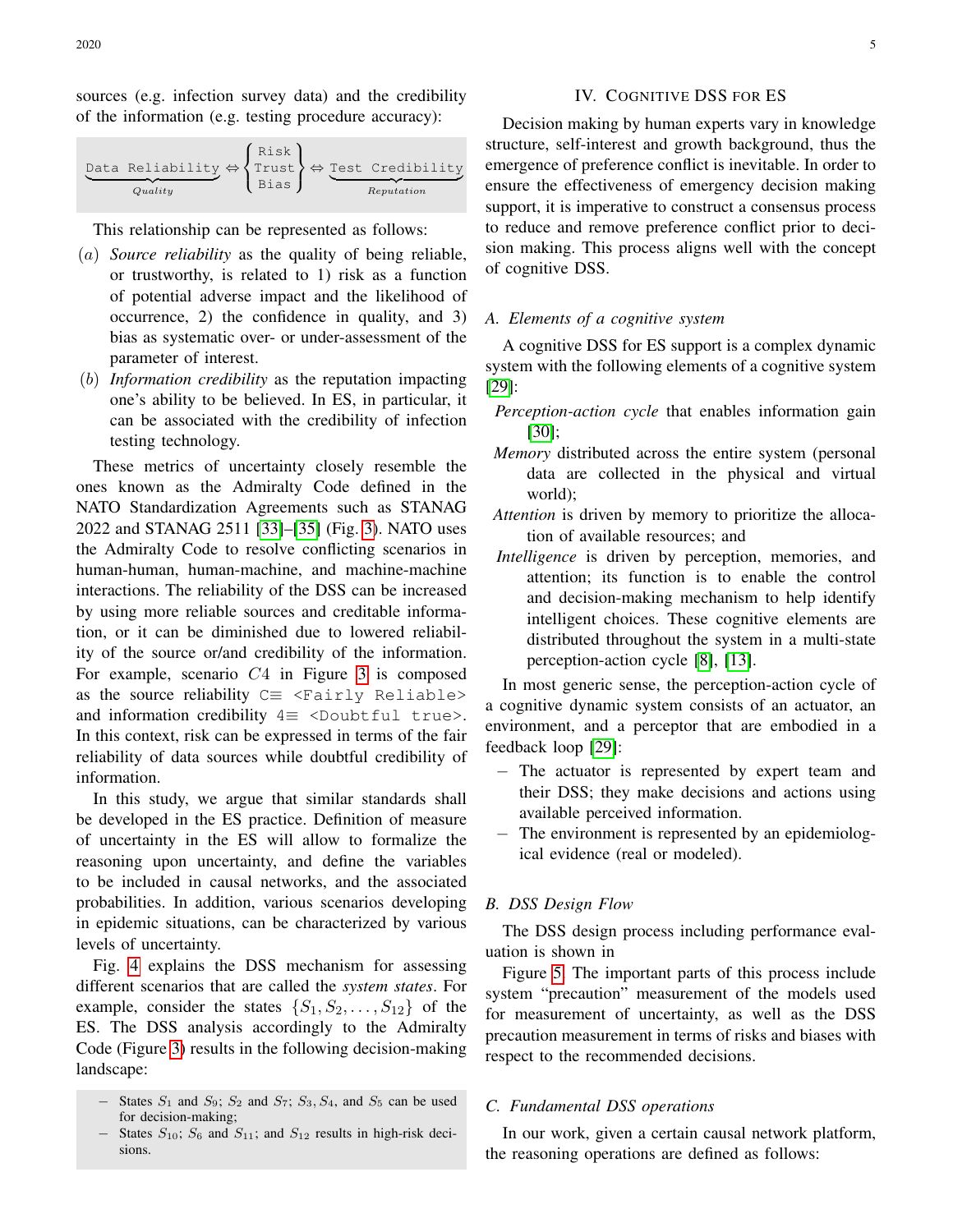sources (e.g. infection survey data) and the credibility of the information (e.g. testing procedure accuracy):

$$\underbrace{\texttt{Data Reliability}}_{Quality} \Leftrightarrow \left\{ \begin{array}{c} \texttt{Risk} \\ \texttt{Trust} \\ \texttt{Bias} \end{array} \right\} \Leftrightarrow \underbrace{\texttt{Test Credibility}}_{Reputation}$$

This relationship can be represented as follows:

$(a)$ *Source reliability* as the quality of being reliable, or trustworthy, is related to 1) risk as a function of potential adverse impact and the likelihood of occurrence, 2) the confidence in quality, and 3) bias as systematic over- or under-assessment of the parameter of interest.

$(b)$ *Information credibility* as the reputation impacting one's ability to be believed. In ES, in particular, it can be associated with the credibility of infection testing technology.

These metrics of uncertainty closely resemble the ones known as the Admiralty Code defined in the NATO Standardization Agreements such as STANAG 2022 and STANAG 2511 [33]–[35] (Fig. 3). NATO uses the Admiralty Code to resolve conflicting scenarios in human-human, human-machine, and machine-machine interactions. The reliability of the DSS can be increased by using more reliable sources and creditable information, or it can be diminished due to lowered reliability of the source or/and credibility of the information. For example, scenario $C4$ in Figure 3 is composed as the source reliability C$\equiv$ `<Fairly Reliable>` and information credibility 4$\equiv$ `<Doubtful true>`. In this context, risk can be expressed in terms of the fair reliability of data sources while doubtful credibility of information.

In this study, we argue that similar standards shall be developed in the ES practice. Definition of measure of uncertainty in the ES will allow to formalize the reasoning upon uncertainty, and define the variables to be included in causal networks, and the associated probabilities. In addition, various scenarios developing in epidemic situations, can be characterized by various levels of uncertainty.

Fig. 4 explains the DSS mechanism for assessing different scenarios that are called the *system states*. For example, consider the states $\{S_1, S_2, \dots, S_{12}\}$ of the ES. The DSS analysis accordingly to the Admiralty Code (Figure 3) results in the following decision-making landscape:

- States $S_1$ and $S_9$; $S_2$ and $S_7$; $S_3, S_4$, and $S_5$ can be used for decision-making;
- States $S_{10}$; $S_6$ and $S_{11}$; and $S_{12}$ results in high-risk decisions.

## IV. Cognitive DSS for ES

Decision making by human experts vary in knowledge structure, self-interest and growth background, thus the emergence of preference conflict is inevitable. In order to ensure the effectiveness of emergency decision making support, it is imperative to construct a consensus process to reduce and remove preference conflict prior to decision making. This process aligns well with the concept of cognitive DSS.

### A. Elements of a cognitive system

A cognitive DSS for ES support is a complex dynamic system with the following elements of a cognitive system [29]:

*Perception-action cycle* that enables information gain [30];

*Memory* distributed across the entire system (personal data are collected in the physical and virtual world);

*Attention* is driven by memory to prioritize the allocation of available resources; and

*Intelligence* is driven by perception, memories, and attention; its function is to enable the control and decision-making mechanism to help identify intelligent choices. These cognitive elements are distributed throughout the system in a multi-state perception-action cycle [8], [13].

In most generic sense, the perception-action cycle of a cognitive dynamic system consists of an actuator, an environment, and a perceptor that are embodied in a feedback loop [29]:

- The actuator is represented by expert team and their DSS; they make decisions and actions using available perceived information.
- The environment is represented by an epidemiological evidence (real or modeled).

### B. DSS Design Flow

The DSS design process including performance evaluation is shown in

Figure 5. The important parts of this process include system "precaution" measurement of the models used for measurement of uncertainty, as well as the DSS precaution measurement in terms of risks and biases with respect to the recommended decisions.

### C. Fundamental DSS operations

In our work, given a certain causal network platform, the reasoning operations are defined as follows: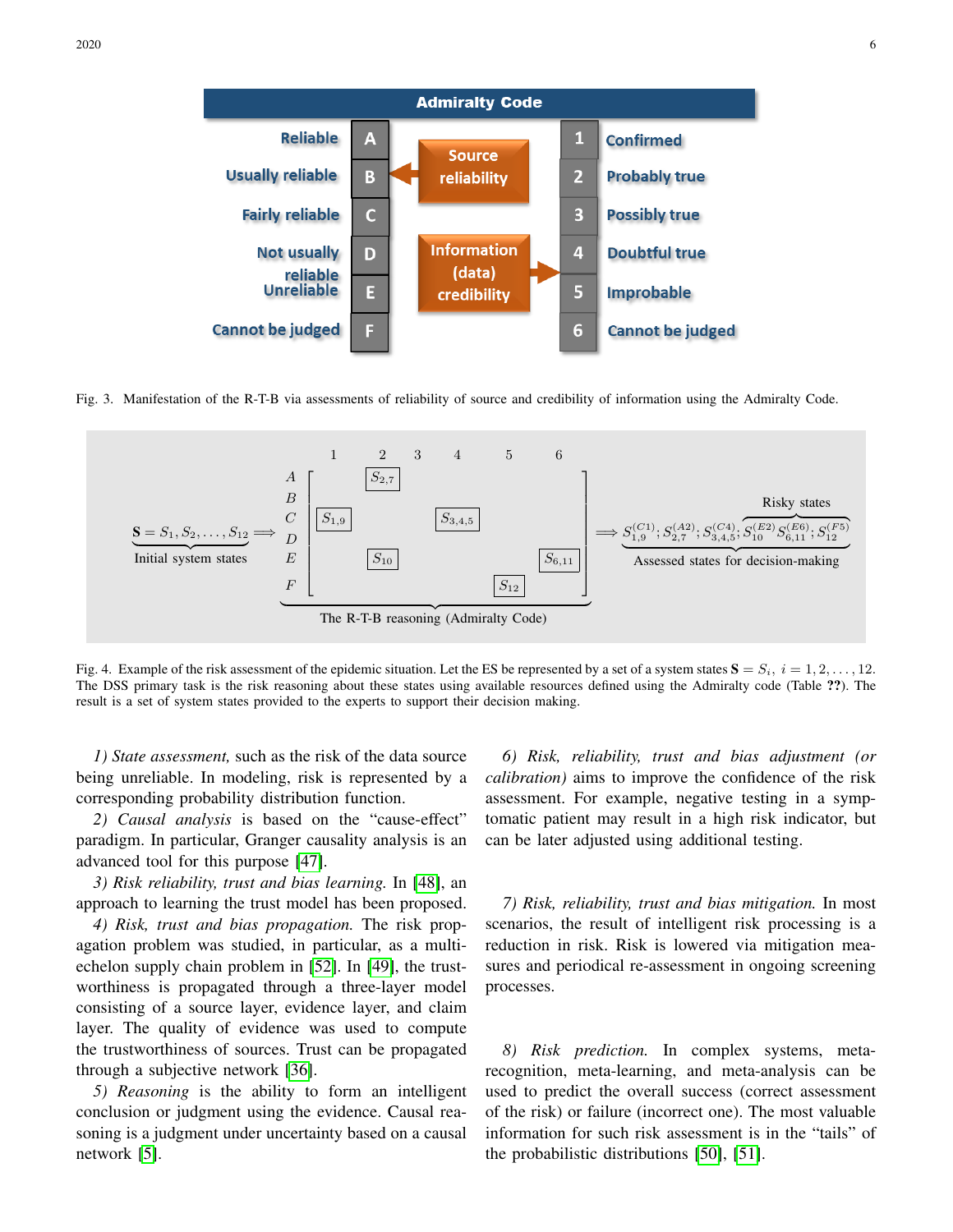Fig. 3. Manifestation of the R-T-B via assessments of reliability of source and credibility of information using the Admiralty Code.

Fig. 4. Example of the risk assessment of the epidemic situation. Let the ES be represented by a set of a system states $\mathbf{S} = S_i,\ i = 1, 2, \ldots, 12$. The DSS primary task is the risk reasoning about these states using available resources defined using the Admiralty code (Table **??**). The result is a set of system states provided to the experts to support their decision making.

*1) State assessment,* such as the risk of the data source being unreliable. In modeling, risk is represented by a corresponding probability distribution function.

*2) Causal analysis* is based on the "cause-effect" paradigm. In particular, Granger causality analysis is an advanced tool for this purpose [47].

*3) Risk reliability, trust and bias learning.* In [48], an approach to learning the trust model has been proposed.

*4) Risk, trust and bias propagation.* The risk propagation problem was studied, in particular, as a multi-echelon supply chain problem in [52]. In [49], the trustworthiness is propagated through a three-layer model consisting of a source layer, evidence layer, and claim layer. The quality of evidence was used to compute the trustworthiness of sources. Trust can be propagated through a subjective network [36].

*5) Reasoning* is the ability to form an intelligent conclusion or judgment using the evidence. Causal reasoning is a judgment under uncertainty based on a causal network [5].

*6) Risk, reliability, trust and bias adjustment (or calibration)* aims to improve the confidence of the risk assessment. For example, negative testing in a symptomatic patient may result in a high risk indicator, but can be later adjusted using additional testing.

*7) Risk, reliability, trust and bias mitigation.* In most scenarios, the result of intelligent risk processing is a reduction in risk. Risk is lowered via mitigation measures and periodical re-assessment in ongoing screening processes.

*8) Risk prediction.* In complex systems, meta-recognition, meta-learning, and meta-analysis can be used to predict the overall success (correct assessment of the risk) or failure (incorrect one). The most valuable information for such risk assessment is in the "tails" of the probabilistic distributions [50], [51].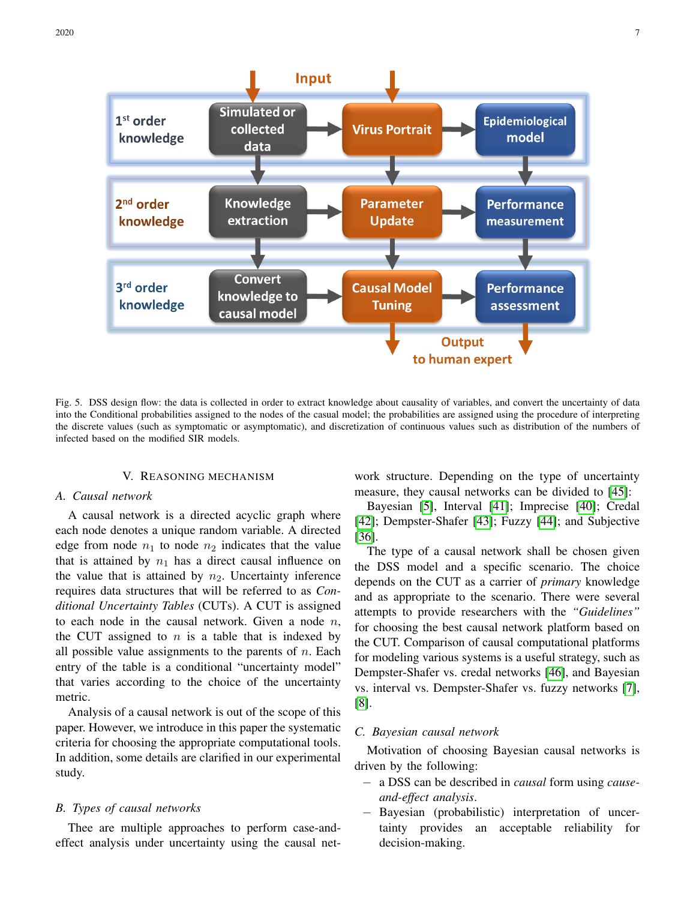Fig. 5. DSS design flow: the data is collected in order to extract knowledge about causality of variables, and convert the uncertainty of data into the Conditional probabilities assigned to the nodes of the casual model; the probabilities are assigned using the procedure of interpreting the discrete values (such as symptomatic or asymptomatic), and discretization of continuous values such as distribution of the numbers of infected based on the modified SIR models.

## V. Reasoning Mechanism

### A. Causal network

A causal network is a directed acyclic graph where each node denotes a unique random variable. A directed edge from node $n_1$ to node $n_2$ indicates that the value that is attained by $n_1$ has a direct causal influence on the value that is attained by $n_2$. Uncertainty inference requires data structures that will be referred to as *Conditional Uncertainty Tables* (CUTs). A CUT is assigned to each node in the causal network. Given a node $n$, the CUT assigned to $n$ is a table that is indexed by all possible value assignments to the parents of $n$. Each entry of the table is a conditional "uncertainty model" that varies according to the choice of the uncertainty metric.

Analysis of a causal network is out of the scope of this paper. However, we introduce in this paper the systematic criteria for choosing the appropriate computational tools. In addition, some details are clarified in our experimental study.

### B. Types of causal networks

Thee are multiple approaches to perform case-and-effect analysis under uncertainty using the causal network structure. Depending on the type of uncertainty measure, they causal networks can be divided to [45]:

Bayesian [5], Interval [41]; Imprecise [40]; Credal [42]; Dempster-Shafer [43]; Fuzzy [44]; and Subjective [36].

The type of a causal network shall be chosen given the DSS model and a specific scenario. The choice depends on the CUT as a carrier of *primary* knowledge and as appropriate to the scenario. There were several attempts to provide researchers with the *"Guidelines"* for choosing the best causal network platform based on the CUT. Comparison of causal computational platforms for modeling various systems is a useful strategy, such as Dempster-Shafer vs. credal networks [46], and Bayesian vs. interval vs. Dempster-Shafer vs. fuzzy networks [7], [8].

### C. Bayesian causal network

Motivation of choosing Bayesian causal networks is driven by the following:

- a DSS can be described in *causal* form using *cause-and-effect analysis*.
- Bayesian (probabilistic) interpretation of uncertainty provides an acceptable reliability for decision-making.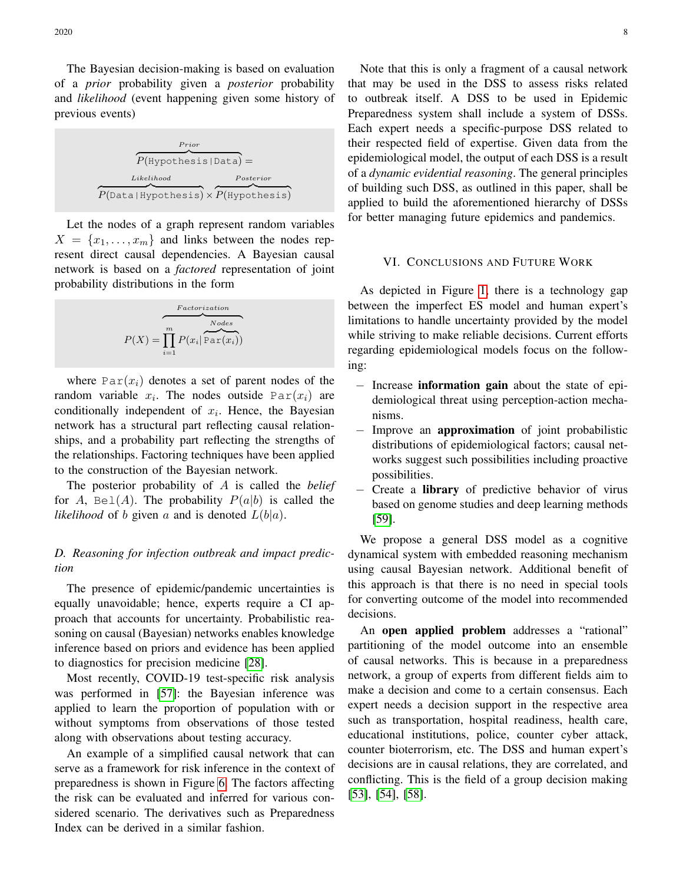The Bayesian decision-making is based on evaluation of a *prior* probability given a *posterior* probability and *likelihood* (event happening given some history of previous events)

$$\overbrace{P(\texttt{Hypothesis|Data})}^{Prior} = \overbrace{P(\texttt{Data|Hypothesis})}^{Likelihood} \times \overbrace{P(\texttt{Hypothesis})}^{Posterior}$$

Let the nodes of a graph represent random variables $X = \{x_1, \ldots, x_m\}$ and links between the nodes represent direct causal dependencies. A Bayesian causal network is based on a *factored* representation of joint probability distributions in the form

$$P(X) = \overbrace{\prod_{i=1}^{m} P(x_i | \overbrace{\texttt{Par}(x_i)}^{Nodes})}^{Factorization}$$

where $\texttt{Par}(x_i)$ denotes a set of parent nodes of the random variable $x_i$. The nodes outside $\texttt{Par}(x_i)$ are conditionally independent of $x_i$. Hence, the Bayesian network has a structural part reflecting causal relationships, and a probability part reflecting the strengths of the relationships. Factoring techniques have been applied to the construction of the Bayesian network.

The posterior probability of $A$ is called the *belief* for $A$, $\texttt{Bel}(A)$. The probability $P(a|b)$ is called the *likelihood* of $b$ given $a$ and is denoted $L(b|a)$.

### D. Reasoning for infection outbreak and impact prediction

The presence of epidemic/pandemic uncertainties is equally unavoidable; hence, experts require a CI approach that accounts for uncertainty. Probabilistic reasoning on causal (Bayesian) networks enables knowledge inference based on priors and evidence has been applied to diagnostics for precision medicine [28].

Most recently, COVID-19 test-specific risk analysis was performed in [57]: the Bayesian inference was applied to learn the proportion of population with or without symptoms from observations of those tested along with observations about testing accuracy.

An example of a simplified causal network that can serve as a framework for risk inference in the context of preparedness is shown in Figure 6. The factors affecting the risk can be evaluated and inferred for various considered scenario. The derivatives such as Preparedness Index can be derived in a similar fashion.

Note that this is only a fragment of a causal network that may be used in the DSS to assess risks related to outbreak itself. A DSS to be used in Epidemic Preparedness system shall include a system of DSSs. Each expert needs a specific-purpose DSS related to their respected field of expertise. Given data from the epidemiological model, the output of each DSS is a result of a *dynamic evidential reasoning*. The general principles of building such DSS, as outlined in this paper, shall be applied to build the aforementioned hierarchy of DSSs for better managing future epidemics and pandemics.

## VI. Conclusions and Future Work

As depicted in Figure 1, there is a technology gap between the imperfect ES model and human expert's limitations to handle uncertainty provided by the model while striving to make reliable decisions. Current efforts regarding epidemiological models focus on the following:

– Increase **information gain** about the state of epidemiological threat using perception-action mechanisms.

– Improve an **approximation** of joint probabilistic distributions of epidemiological factors; causal networks suggest such possibilities including proactive possibilities.

– Create a **library** of predictive behavior of virus based on genome studies and deep learning methods [59].

We propose a general DSS model as a cognitive dynamical system with embedded reasoning mechanism using causal Bayesian network. Additional benefit of this approach is that there is no need in special tools for converting outcome of the model into recommended decisions.

An **open applied problem** addresses a "rational" partitioning of the model outcome into an ensemble of causal networks. This is because in a preparedness network, a group of experts from different fields aim to make a decision and come to a certain consensus. Each expert needs a decision support in the respective area such as transportation, hospital readiness, health care, educational institutions, police, counter cyber attack, counter bioterrorism, etc. The DSS and human expert's decisions are in causal relations, they are correlated, and conflicting. This is the field of a group decision making [53], [54], [58].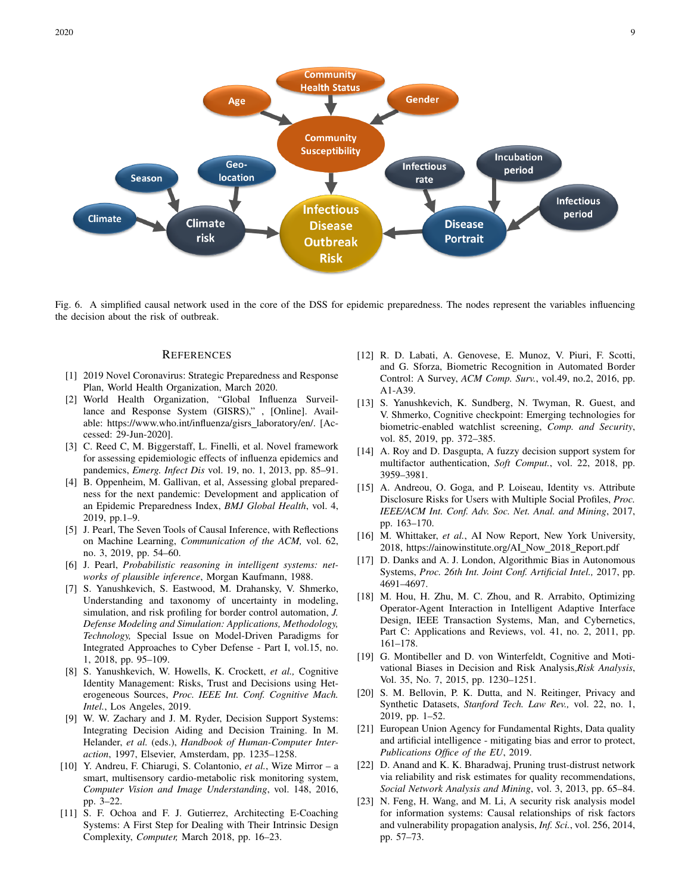Fig. 6. A simplified causal network used in the core of the DSS for epidemic preparedness. The nodes represent the variables influencing the decision about the risk of outbreak.

## References

[1] 2019 Novel Coronavirus: Strategic Preparedness and Response Plan, World Health Organization, March 2020.

[2] World Health Organization, "Global Influenza Surveillance and Response System (GISRS)," , [Online]. Available: https://www.who.int/influenza/gisrs_laboratory/en/. [Accessed: 29-Jun-2020].

[3] C. Reed C, M. Biggerstaff, L. Finelli, et al. Novel framework for assessing epidemiologic effects of influenza epidemics and pandemics, *Emerg. Infect Dis* vol. 19, no. 1, 2013, pp. 85–91.

[4] B. Oppenheim, M. Gallivan, et al, Assessing global preparedness for the next pandemic: Development and application of an Epidemic Preparedness Index, *BMJ Global Health*, vol. 4, 2019, pp.1–9.

[5] J. Pearl, The Seven Tools of Causal Inference, with Reflections on Machine Learning, *Communication of the ACM,* vol. 62, no. 3, 2019, pp. 54–60.

[6] J. Pearl, *Probabilistic reasoning in intelligent systems: networks of plausible inference*, Morgan Kaufmann, 1988.

[7] S. Yanushkevich, S. Eastwood, M. Drahansky, V. Shmerko, Understanding and taxonomy of uncertainty in modeling, simulation, and risk profiling for border control automation, *J. Defense Modeling and Simulation: Applications, Methodology, Technology,* Special Issue on Model-Driven Paradigms for Integrated Approaches to Cyber Defense - Part I, vol.15, no. 1, 2018, pp. 95–109.

[8] S. Yanushkevich, W. Howells, K. Crockett, *et al.,* Cognitive Identity Management: Risks, Trust and Decisions using Heterogeneous Sources, *Proc. IEEE Int. Conf. Cognitive Mach. Intel.*, Los Angeles, 2019.

[9] W. W. Zachary and J. M. Ryder, Decision Support Systems: Integrating Decision Aiding and Decision Training. In M. Helander, *et al.* (eds.), *Handbook of Human-Computer Interaction*, 1997, Elsevier, Amsterdam, pp. 1235–1258.

[10] Y. Andreu, F. Chiarugi, S. Colantonio, *et al.*, Wize Mirror – a smart, multisensory cardio-metabolic risk monitoring system, *Computer Vision and Image Understanding*, vol. 148, 2016, pp. 3–22.

[11] S. F. Ochoa and F. J. Gutierrez, Architecting E-Coaching Systems: A First Step for Dealing with Their Intrinsic Design Complexity, *Computer,* March 2018, pp. 16–23.

[12] R. D. Labati, A. Genovese, E. Munoz, V. Piuri, F. Scotti, and G. Sforza, Biometric Recognition in Automated Border Control: A Survey, *ACM Comp. Surv.*, vol.49, no.2, 2016, pp. A1-A39.

[13] S. Yanushkevich, K. Sundberg, N. Twyman, R. Guest, and V. Shmerko, Cognitive checkpoint: Emerging technologies for biometric-enabled watchlist screening, *Comp. and Security*, vol. 85, 2019, pp. 372–385.

[14] A. Roy and D. Dasgupta, A fuzzy decision support system for multifactor authentication, *Soft Comput.*, vol. 22, 2018, pp. 3959–3981.

[15] A. Andreou, O. Goga, and P. Loiseau, Identity vs. Attribute Disclosure Risks for Users with Multiple Social Profiles, *Proc. IEEE/ACM Int. Conf. Adv. Soc. Net. Anal. and Mining*, 2017, pp. 163–170.

[16] M. Whittaker, *et al.*, AI Now Report, New York University, 2018, https://ainowinstitute.org/AI_Now_2018_Report.pdf

[17] D. Danks and A. J. London, Algorithmic Bias in Autonomous Systems, *Proc. 26th Int. Joint Conf. Artificial Intel.,* 2017, pp. 4691–4697.

[18] M. Hou, H. Zhu, M. C. Zhou, and R. Arrabito, Optimizing Operator-Agent Interaction in Intelligent Adaptive Interface Design, IEEE Transaction Systems, Man, and Cybernetics, Part C: Applications and Reviews, vol. 41, no. 2, 2011, pp. 161–178.

[19] G. Montibeller and D. von Winterfeldt, Cognitive and Motivational Biases in Decision and Risk Analysis,*Risk Analysis*, Vol. 35, No. 7, 2015, pp. 1230–1251.

[20] S. M. Bellovin, P. K. Dutta, and N. Reitinger, Privacy and Synthetic Datasets, *Stanford Tech. Law Rev.,* vol. 22, no. 1, 2019, pp. 1–52.

[21] European Union Agency for Fundamental Rights, Data quality and artificial intelligence - mitigating bias and error to protect, *Publications Office of the EU*, 2019.

[22] D. Anand and K. K. Bharadwaj, Pruning trust-distrust network via reliability and risk estimates for quality recommendations, *Social Network Analysis and Mining*, vol. 3, 2013, pp. 65–84.

[23] N. Feng, H. Wang, and M. Li, A security risk analysis model for information systems: Causal relationships of risk factors and vulnerability propagation analysis, *Inf. Sci.*, vol. 256, 2014, pp. 57–73.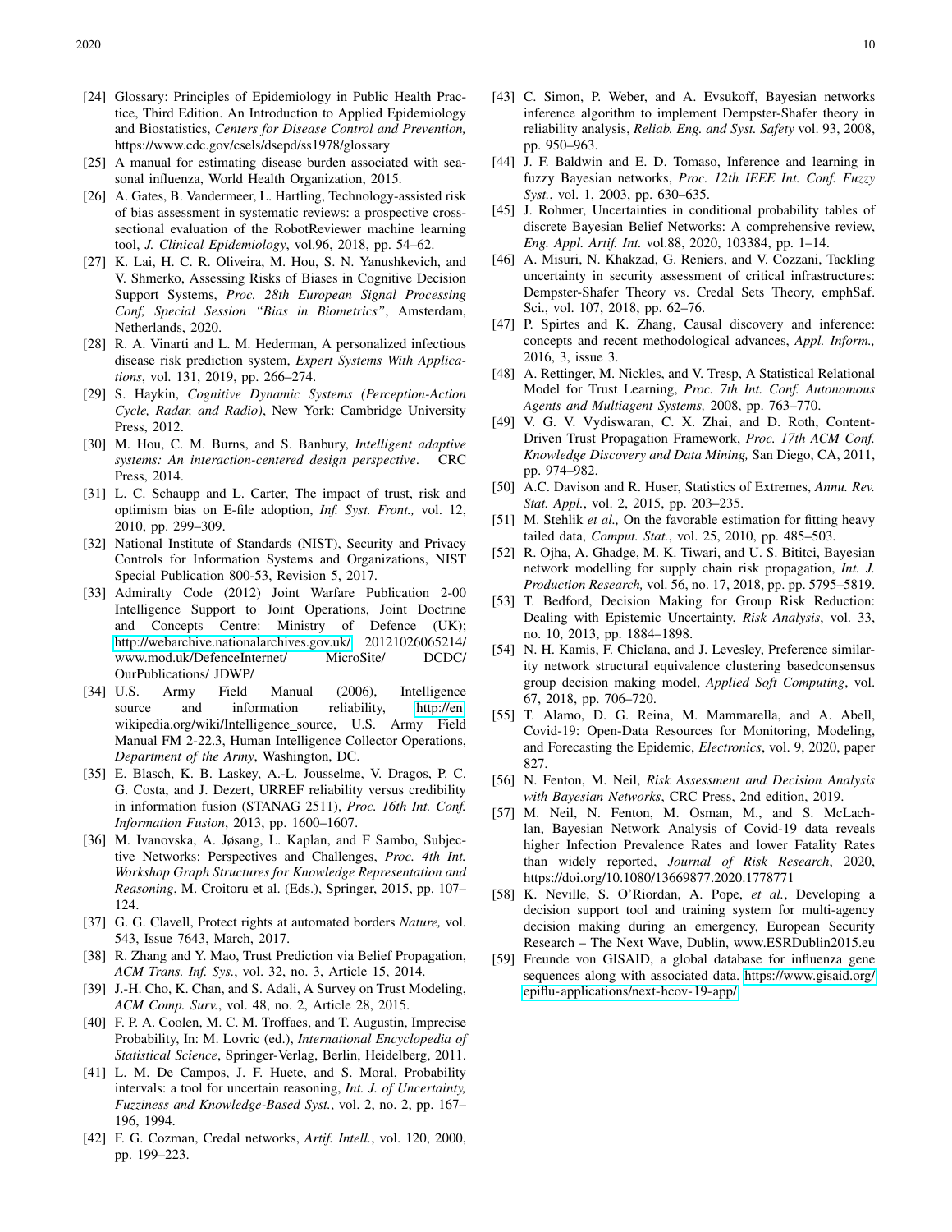[24] Glossary: Principles of Epidemiology in Public Health Practice, Third Edition. An Introduction to Applied Epidemiology and Biostatistics, *Centers for Disease Control and Prevention,* https://www.cdc.gov/csels/dsepd/ss1978/glossary

[25] A manual for estimating disease burden associated with seasonal influenza, World Health Organization, 2015.

[26] A. Gates, B. Vandermeer, L. Hartling, Technology-assisted risk of bias assessment in systematic reviews: a prospective cross-sectional evaluation of the RobotReviewer machine learning tool, *J. Clinical Epidemiology*, vol.96, 2018, pp. 54–62.

[27] K. Lai, H. C. R. Oliveira, M. Hou, S. N. Yanushkevich, and V. Shmerko, Assessing Risks of Biases in Cognitive Decision Support Systems, *Proc. 28th European Signal Processing Conf, Special Session "Bias in Biometrics"*, Amsterdam, Netherlands, 2020.

[28] R. A. Vinarti and L. M. Hederman, A personalized infectious disease risk prediction system, *Expert Systems With Applications*, vol. 131, 2019, pp. 266–274.

[29] S. Haykin, *Cognitive Dynamic Systems (Perception-Action Cycle, Radar, and Radio)*, New York: Cambridge University Press, 2012.

[30] M. Hou, C. M. Burns, and S. Banbury, *Intelligent adaptive systems: An interaction-centered design perspective*. CRC Press, 2014.

[31] L. C. Schaupp and L. Carter, The impact of trust, risk and optimism bias on E-file adoption, *Inf. Syst. Front.,* vol. 12, 2010, pp. 299–309.

[32] National Institute of Standards (NIST), Security and Privacy Controls for Information Systems and Organizations, NIST Special Publication 800-53, Revision 5, 2017.

[33] Admiralty Code (2012) Joint Warfare Publication 2-00 Intelligence Support to Joint Operations, Joint Doctrine and Concepts Centre: Ministry of Defence (UK); http://webarchive.nationalarchives.gov.uk/ 20121026065214/ www.mod.uk/DefenceInternet/ MicroSite/ DCDC/ OurPublications/ JDWP/

[34] U.S. Army Field Manual (2006), Intelligence source and information reliability, http://en. wikipedia.org/wiki/Intelligence_source, U.S. Army Field Manual FM 2-22.3, Human Intelligence Collector Operations, *Department of the Army*, Washington, DC.

[35] E. Blasch, K. B. Laskey, A.-L. Jousselme, V. Dragos, P. C. G. Costa, and J. Dezert, URREF reliability versus credibility in information fusion (STANAG 2511), *Proc. 16th Int. Conf. Information Fusion*, 2013, pp. 1600–1607.

[36] M. Ivanovska, A. Jøsang, L. Kaplan, and F Sambo, Subjective Networks: Perspectives and Challenges, *Proc. 4th Int. Workshop Graph Structures for Knowledge Representation and Reasoning*, M. Croitoru et al. (Eds.), Springer, 2015, pp. 107–124.

[37] G. G. Clavell, Protect rights at automated borders *Nature,* vol. 543, Issue 7643, March, 2017.

[38] R. Zhang and Y. Mao, Trust Prediction via Belief Propagation, *ACM Trans. Inf. Sys.*, vol. 32, no. 3, Article 15, 2014.

[39] J.-H. Cho, K. Chan, and S. Adali, A Survey on Trust Modeling, *ACM Comp. Surv.*, vol. 48, no. 2, Article 28, 2015.

[40] F. P. A. Coolen, M. C. M. Troffaes, and T. Augustin, Imprecise Probability, In: M. Lovric (ed.), *International Encyclopedia of Statistical Science*, Springer-Verlag, Berlin, Heidelberg, 2011.

[41] L. M. De Campos, J. F. Huete, and S. Moral, Probability intervals: a tool for uncertain reasoning, *Int. J. of Uncertainty, Fuzziness and Knowledge-Based Syst.*, vol. 2, no. 2, pp. 167–196, 1994.

[42] F. G. Cozman, Credal networks, *Artif. Intell.*, vol. 120, 2000, pp. 199–223.

[43] C. Simon, P. Weber, and A. Evsukoff, Bayesian networks inference algorithm to implement Dempster-Shafer theory in reliability analysis, *Reliab. Eng. and Syst. Safety* vol. 93, 2008, pp. 950–963.

[44] J. F. Baldwin and E. D. Tomaso, Inference and learning in fuzzy Bayesian networks, *Proc. 12th IEEE Int. Conf. Fuzzy Syst.*, vol. 1, 2003, pp. 630–635.

[45] J. Rohmer, Uncertainties in conditional probability tables of discrete Bayesian Belief Networks: A comprehensive review, *Eng. Appl. Artif. Int.* vol.88, 2020, 103384, pp. 1–14.

[46] A. Misuri, N. Khakzad, G. Reniers, and V. Cozzani, Tackling uncertainty in security assessment of critical infrastructures: Dempster-Shafer Theory vs. Credal Sets Theory, emphSaf. Sci., vol. 107, 2018, pp. 62–76.

[47] P. Spirtes and K. Zhang, Causal discovery and inference: concepts and recent methodological advances, *Appl. Inform.,* 2016, 3, issue 3.

[48] A. Rettinger, M. Nickles, and V. Tresp, A Statistical Relational Model for Trust Learning, *Proc. 7th Int. Conf. Autonomous Agents and Multiagent Systems,* 2008, pp. 763–770.

[49] V. G. V. Vydiswaran, C. X. Zhai, and D. Roth, Content-Driven Trust Propagation Framework, *Proc. 17th ACM Conf. Knowledge Discovery and Data Mining,* San Diego, CA, 2011, pp. 974–982.

[50] A.C. Davison and R. Huser, Statistics of Extremes, *Annu. Rev. Stat. Appl.*, vol. 2, 2015, pp. 203–235.

[51] M. Stehlik *et al.,* On the favorable estimation for fitting heavy tailed data, *Comput. Stat.*, vol. 25, 2010, pp. 485–503.

[52] R. Ojha, A. Ghadge, M. K. Tiwari, and U. S. Bititci, Bayesian network modelling for supply chain risk propagation, *Int. J. Production Research,* vol. 56, no. 17, 2018, pp. pp. 5795–5819.

[53] T. Bedford, Decision Making for Group Risk Reduction: Dealing with Epistemic Uncertainty, *Risk Analysis*, vol. 33, no. 10, 2013, pp. 1884–1898.

[54] N. H. Kamis, F. Chiclana, and J. Levesley, Preference similarity network structural equivalence clustering basedconsensus group decision making model, *Applied Soft Computing*, vol. 67, 2018, pp. 706–720.

[55] T. Alamo, D. G. Reina, M. Mammarella, and A. Abell, Covid-19: Open-Data Resources for Monitoring, Modeling, and Forecasting the Epidemic, *Electronics*, vol. 9, 2020, paper 827.

[56] N. Fenton, M. Neil, *Risk Assessment and Decision Analysis with Bayesian Networks*, CRC Press, 2nd edition, 2019.

[57] M. Neil, N. Fenton, M. Osman, M., and S. McLachlan, Bayesian Network Analysis of Covid-19 data reveals higher Infection Prevalence Rates and lower Fatality Rates than widely reported, *Journal of Risk Research*, 2020, https://doi.org/10.1080/13669877.2020.1778771

[58] K. Neville, S. O'Riordan, A. Pope, *et al.*, Developing a decision support tool and training system for multi-agency decision making during an emergency, European Security Research – The Next Wave, Dublin, www.ESRDublin2015.eu

[59] Freunde von GISAID, a global database for influenza gene sequences along with associated data. https://www.gisaid.org/ epiflu-applications/next-hcov-19-app/